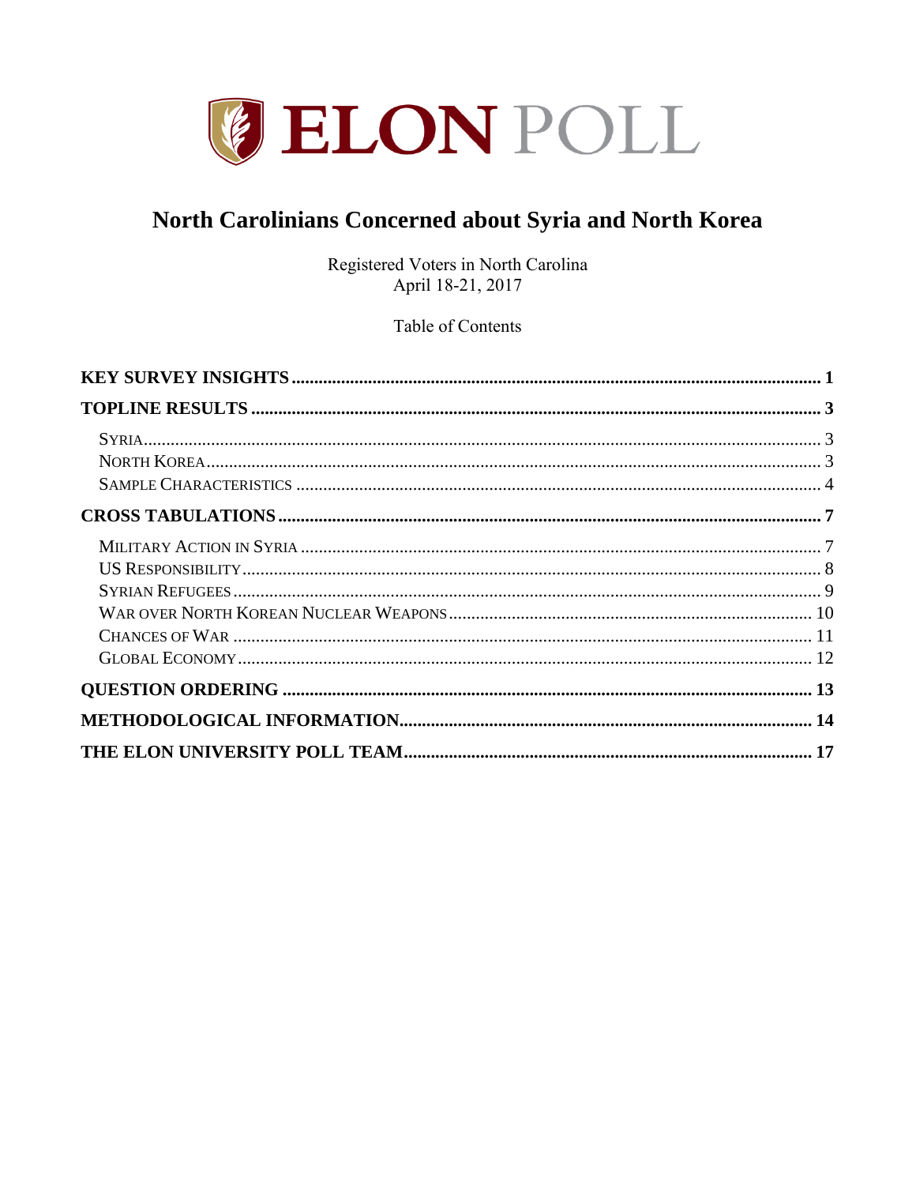# ELON POLL

## North Carolinians Concerned about Syria and North Korea

Registered Voters in North Carolina
April 18-21, 2017

Table of Contents

**KEY SURVEY INSIGHTS** .......... 1

**TOPLINE RESULTS** .......... 3

- SYRIA .......... 3
- NORTH KOREA .......... 3
- SAMPLE CHARACTERISTICS .......... 4

**CROSS TABULATIONS** .......... 7

- MILITARY ACTION IN SYRIA .......... 7
- US RESPONSIBILITY .......... 8
- SYRIAN REFUGEES .......... 9
- WAR OVER NORTH KOREAN NUCLEAR WEAPONS .......... 10
- CHANCES OF WAR .......... 11
- GLOBAL ECONOMY .......... 12

**QUESTION ORDERING** .......... 13

**METHODOLOGICAL INFORMATION** .......... 14

**THE ELON UNIVERSITY POLL TEAM** .......... 17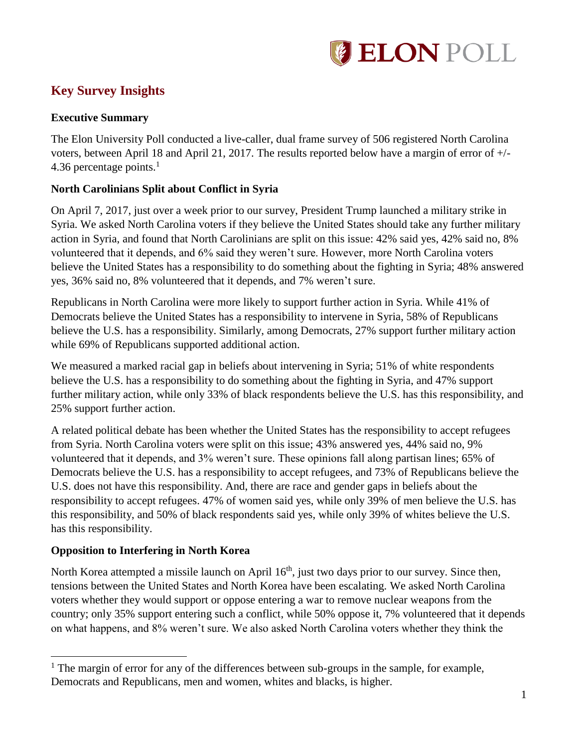# Key Survey Insights

### Executive Summary

The Elon University Poll conducted a live-caller, dual frame survey of 506 registered North Carolina voters, between April 18 and April 21, 2017. The results reported below have a margin of error of +/- 4.36 percentage points.[1]

### North Carolinians Split about Conflict in Syria

On April 7, 2017, just over a week prior to our survey, President Trump launched a military strike in Syria. We asked North Carolina voters if they believe the United States should take any further military action in Syria, and found that North Carolinians are split on this issue: 42% said yes, 42% said no, 8% volunteered that it depends, and 6% said they weren't sure. However, more North Carolina voters believe the United States has a responsibility to do something about the fighting in Syria; 48% answered yes, 36% said no, 8% volunteered that it depends, and 7% weren't sure.

Republicans in North Carolina were more likely to support further action in Syria. While 41% of Democrats believe the United States has a responsibility to intervene in Syria, 58% of Republicans believe the U.S. has a responsibility. Similarly, among Democrats, 27% support further military action while 69% of Republicans supported additional action.

We measured a marked racial gap in beliefs about intervening in Syria; 51% of white respondents believe the U.S. has a responsibility to do something about the fighting in Syria, and 47% support further military action, while only 33% of black respondents believe the U.S. has this responsibility, and 25% support further action.

A related political debate has been whether the United States has the responsibility to accept refugees from Syria. North Carolina voters were split on this issue; 43% answered yes, 44% said no, 9% volunteered that it depends, and 3% weren't sure. These opinions fall along partisan lines; 65% of Democrats believe the U.S. has a responsibility to accept refugees, and 73% of Republicans believe the U.S. does not have this responsibility. And, there are race and gender gaps in beliefs about the responsibility to accept refugees. 47% of women said yes, while only 39% of men believe the U.S. has this responsibility, and 50% of black respondents said yes, while only 39% of whites believe the U.S. has this responsibility.

### Opposition to Interfering in North Korea

North Korea attempted a missile launch on April 16th, just two days prior to our survey. Since then, tensions between the United States and North Korea have been escalating. We asked North Carolina voters whether they would support or oppose entering a war to remove nuclear weapons from the country; only 35% support entering such a conflict, while 50% oppose it, 7% volunteered that it depends on what happens, and 8% weren't sure. We also asked North Carolina voters whether they think the

---

[1] The margin of error for any of the differences between sub-groups in the sample, for example, Democrats and Republicans, men and women, whites and blacks, is higher.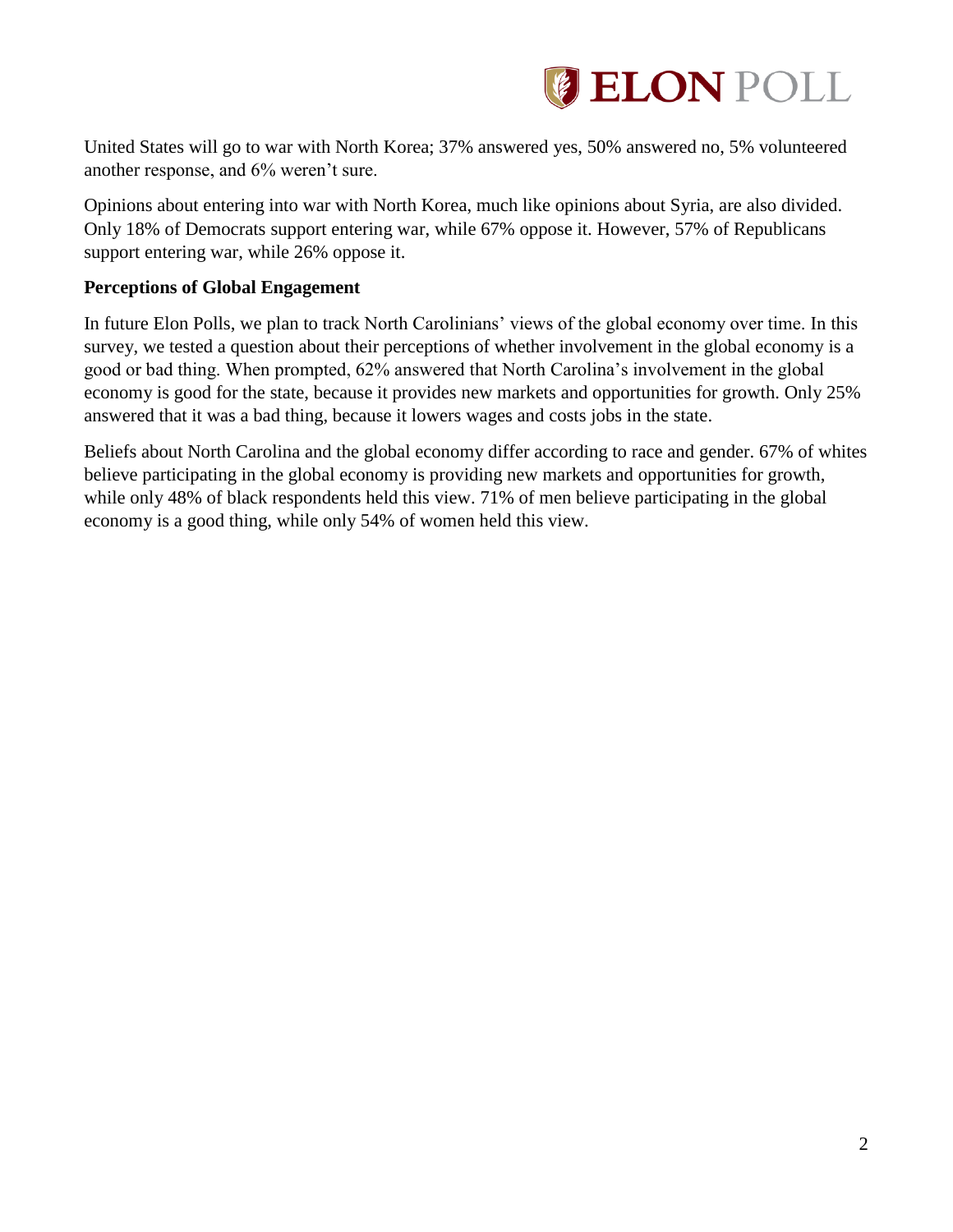United States will go to war with North Korea; 37% answered yes, 50% answered no, 5% volunteered another response, and 6% weren't sure.

Opinions about entering into war with North Korea, much like opinions about Syria, are also divided. Only 18% of Democrats support entering war, while 67% oppose it. However, 57% of Republicans support entering war, while 26% oppose it.

**Perceptions of Global Engagement**

In future Elon Polls, we plan to track North Carolinians' views of the global economy over time. In this survey, we tested a question about their perceptions of whether involvement in the global economy is a good or bad thing. When prompted, 62% answered that North Carolina's involvement in the global economy is good for the state, because it provides new markets and opportunities for growth. Only 25% answered that it was a bad thing, because it lowers wages and costs jobs in the state.

Beliefs about North Carolina and the global economy differ according to race and gender. 67% of whites believe participating in the global economy is providing new markets and opportunities for growth, while only 48% of black respondents held this view. 71% of men believe participating in the global economy is a good thing, while only 54% of women held this view.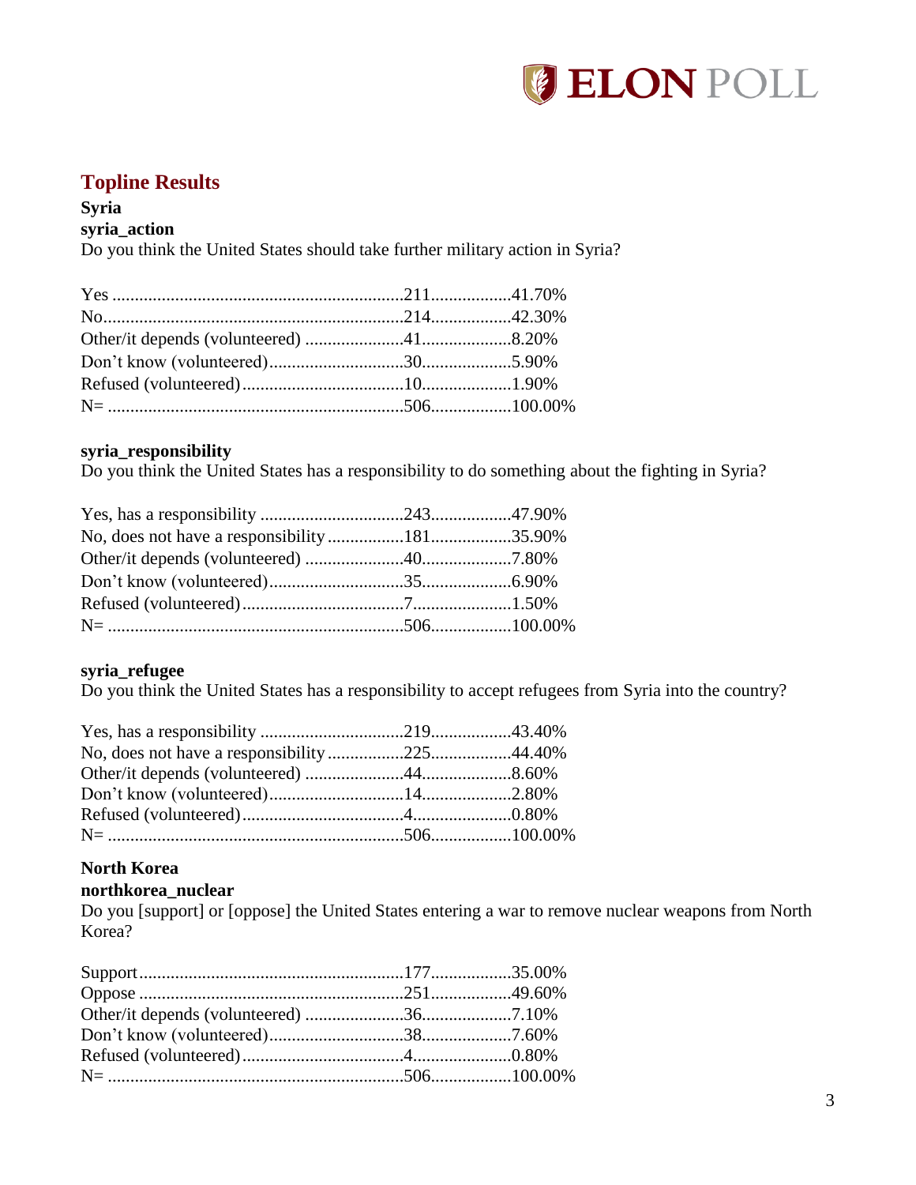## Topline Results

### Syria

**syria_action**

Do you think the United States should take further military action in Syria?

| Response | N | % |
|---|---|---|
| Yes | 211 | 41.70% |
| No | 214 | 42.30% |
| Other/it depends (volunteered) | 41 | 8.20% |
| Don't know (volunteered) | 30 | 5.90% |
| Refused (volunteered) | 10 | 1.90% |
| N= | 506 | 100.00% |

**syria_responsibility**

Do you think the United States has a responsibility to do something about the fighting in Syria?

| Response | N | % |
|---|---|---|
| Yes, has a responsibility | 243 | 47.90% |
| No, does not have a responsibility | 181 | 35.90% |
| Other/it depends (volunteered) | 40 | 7.80% |
| Don't know (volunteered) | 35 | 6.90% |
| Refused (volunteered) | 7 | 1.50% |
| N= | 506 | 100.00% |

**syria_refugee**

Do you think the United States has a responsibility to accept refugees from Syria into the country?

| Response | N | % |
|---|---|---|
| Yes, has a responsibility | 219 | 43.40% |
| No, does not have a responsibility | 225 | 44.40% |
| Other/it depends (volunteered) | 44 | 8.60% |
| Don't know (volunteered) | 14 | 2.80% |
| Refused (volunteered) | 4 | 0.80% |
| N= | 506 | 100.00% |

### North Korea

**northkorea_nuclear**

Do you [support] or [oppose] the United States entering a war to remove nuclear weapons from North Korea?

| Response | N | % |
|---|---|---|
| Support | 177 | 35.00% |
| Oppose | 251 | 49.60% |
| Other/it depends (volunteered) | 36 | 7.10% |
| Don't know (volunteered) | 38 | 7.60% |
| Refused (volunteered) | 4 | 0.80% |
| N= | 506 | 100.00% |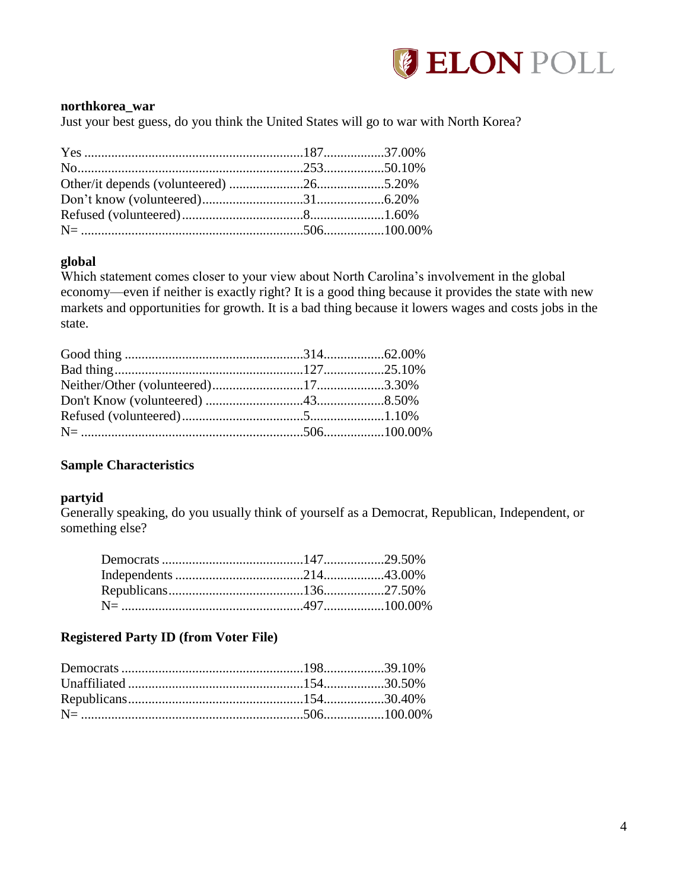**northkorea_war**

Just your best guess, do you think the United States will go to war with North Korea?

| Response | N | % |
|---|---|---|
| Yes | 187 | 37.00% |
| No | 253 | 50.10% |
| Other/it depends (volunteered) | 26 | 5.20% |
| Don't know (volunteered) | 31 | 6.20% |
| Refused (volunteered) | 8 | 1.60% |
| N= | 506 | 100.00% |

**global**

Which statement comes closer to your view about North Carolina's involvement in the global economy—even if neither is exactly right? It is a good thing because it provides the state with new markets and opportunities for growth. It is a bad thing because it lowers wages and costs jobs in the state.

| Response | N | % |
|---|---|---|
| Good thing | 314 | 62.00% |
| Bad thing | 127 | 25.10% |
| Neither/Other (volunteered) | 17 | 3.30% |
| Don't Know (volunteered) | 43 | 8.50% |
| Refused (volunteered) | 5 | 1.10% |
| N= | 506 | 100.00% |

## Sample Characteristics

**partyid**

Generally speaking, do you usually think of yourself as a Democrat, Republican, Independent, or something else?

| Response | N | % |
|---|---|---|
| Democrats | 147 | 29.50% |
| Independents | 214 | 43.00% |
| Republicans | 136 | 27.50% |
| N= | 497 | 100.00% |

**Registered Party ID (from Voter File)**

| Response | N | % |
|---|---|---|
| Democrats | 198 | 39.10% |
| Unaffiliated | 154 | 30.50% |
| Republicans | 154 | 30.40% |
| N= | 506 | 100.00% |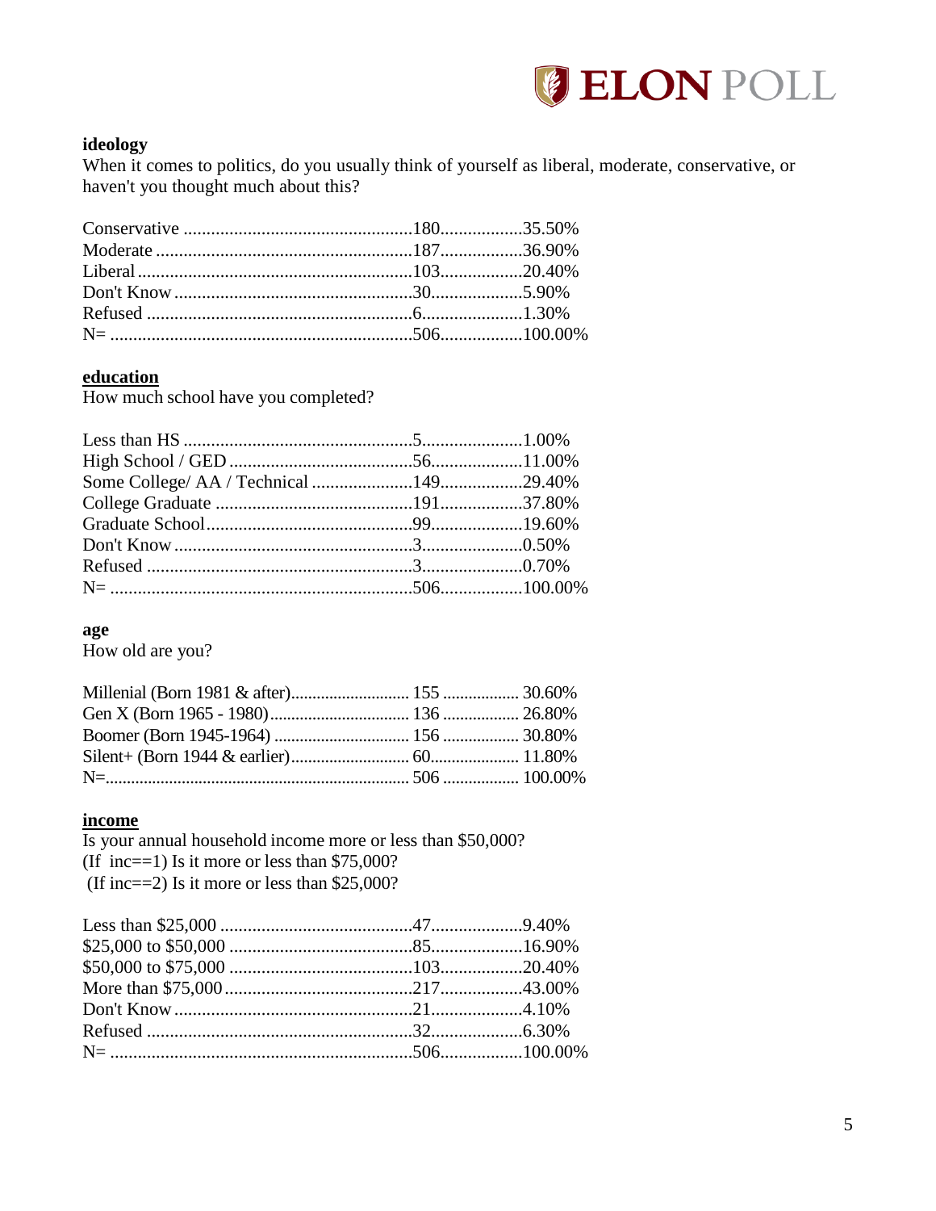**ideology**

When it comes to politics, do you usually think of yourself as liberal, moderate, conservative, or haven't you thought much about this?

| | | |
|---|---|---|
| Conservative | 180 | 35.50% |
| Moderate | 187 | 36.90% |
| Liberal | 103 | 20.40% |
| Don't Know | 30 | 5.90% |
| Refused | 6 | 1.30% |
| N= | 506 | 100.00% |

**education**

How much school have you completed?

| | | |
|---|---|---|
| Less than HS | 5 | 1.00% |
| High School / GED | 56 | 11.00% |
| Some College/ AA / Technical | 149 | 29.40% |
| College Graduate | 191 | 37.80% |
| Graduate School | 99 | 19.60% |
| Don't Know | 3 | 0.50% |
| Refused | 3 | 0.70% |
| N= | 506 | 100.00% |

**age**

How old are you?

| | | |
|---|---|---|
| Millenial (Born 1981 & after) | 155 | 30.60% |
| Gen X (Born 1965 - 1980) | 136 | 26.80% |
| Boomer (Born 1945-1964) | 156 | 30.80% |
| Silent+ (Born 1944 & earlier) | 60 | 11.80% |
| N= | 506 | 100.00% |

**income**

Is your annual household income more or less than $50,000?
(If inc==1) Is it more or less than $75,000?
(If inc==2) Is it more or less than $25,000?

| | | |
|---|---|---|
| Less than $25,000 | 47 | 9.40% |
| $25,000 to $50,000 | 85 | 16.90% |
| $50,000 to $75,000 | 103 | 20.40% |
| More than $75,000 | 217 | 43.00% |
| Don't Know | 21 | 4.10% |
| Refused | 32 | 6.30% |
| N= | 506 | 100.00% |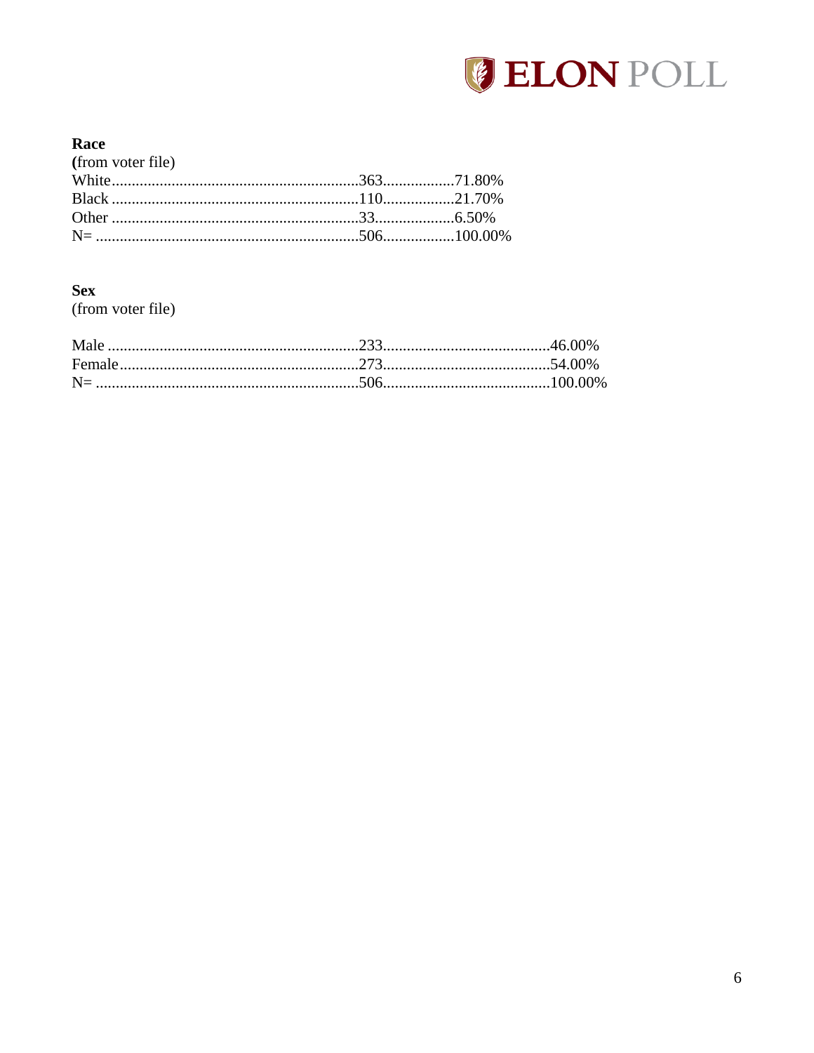**Race**
(from voter file)

| | | |
|---|---|---|
| White | 363 | 71.80% |
| Black | 110 | 21.70% |
| Other | 33 | 6.50% |
| N= | 506 | 100.00% |

**Sex**
(from voter file)

| | | |
|---|---|---|
| Male | 233 | 46.00% |
| Female | 273 | 54.00% |
| N= | 506 | 100.00% |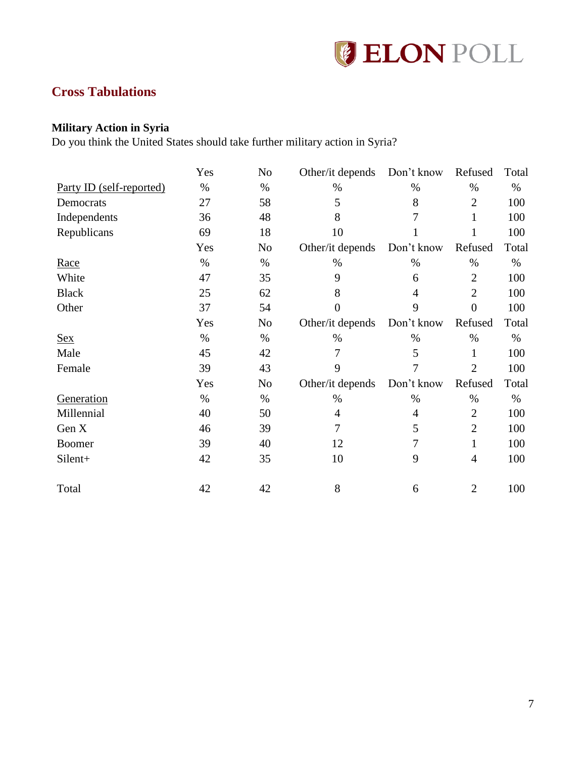## Cross Tabulations

**Military Action in Syria**

Do you think the United States should take further military action in Syria?

| | Yes | No | Other/it depends | Don't know | Refused | Total |
|---|---|---|---|---|---|---|
| Party ID (self-reported) | % | % | % | % | % | % |
| Democrats | 27 | 58 | 5 | 8 | 2 | 100 |
| Independents | 36 | 48 | 8 | 7 | 1 | 100 |
| Republicans | 69 | 18 | 10 | 1 | 1 | 100 |
| | Yes | No | Other/it depends | Don't know | Refused | Total |
| Race | % | % | % | % | % | % |
| White | 47 | 35 | 9 | 6 | 2 | 100 |
| Black | 25 | 62 | 8 | 4 | 2 | 100 |
| Other | 37 | 54 | 0 | 9 | 0 | 100 |
| | Yes | No | Other/it depends | Don't know | Refused | Total |
| Sex | % | % | % | % | % | % |
| Male | 45 | 42 | 7 | 5 | 1 | 100 |
| Female | 39 | 43 | 9 | 7 | 2 | 100 |
| | Yes | No | Other/it depends | Don't know | Refused | Total |
| Generation | % | % | % | % | % | % |
| Millennial | 40 | 50 | 4 | 4 | 2 | 100 |
| Gen X | 46 | 39 | 7 | 5 | 2 | 100 |
| Boomer | 39 | 40 | 12 | 7 | 1 | 100 |
| Silent+ | 42 | 35 | 10 | 9 | 4 | 100 |
| Total | 42 | 42 | 8 | 6 | 2 | 100 |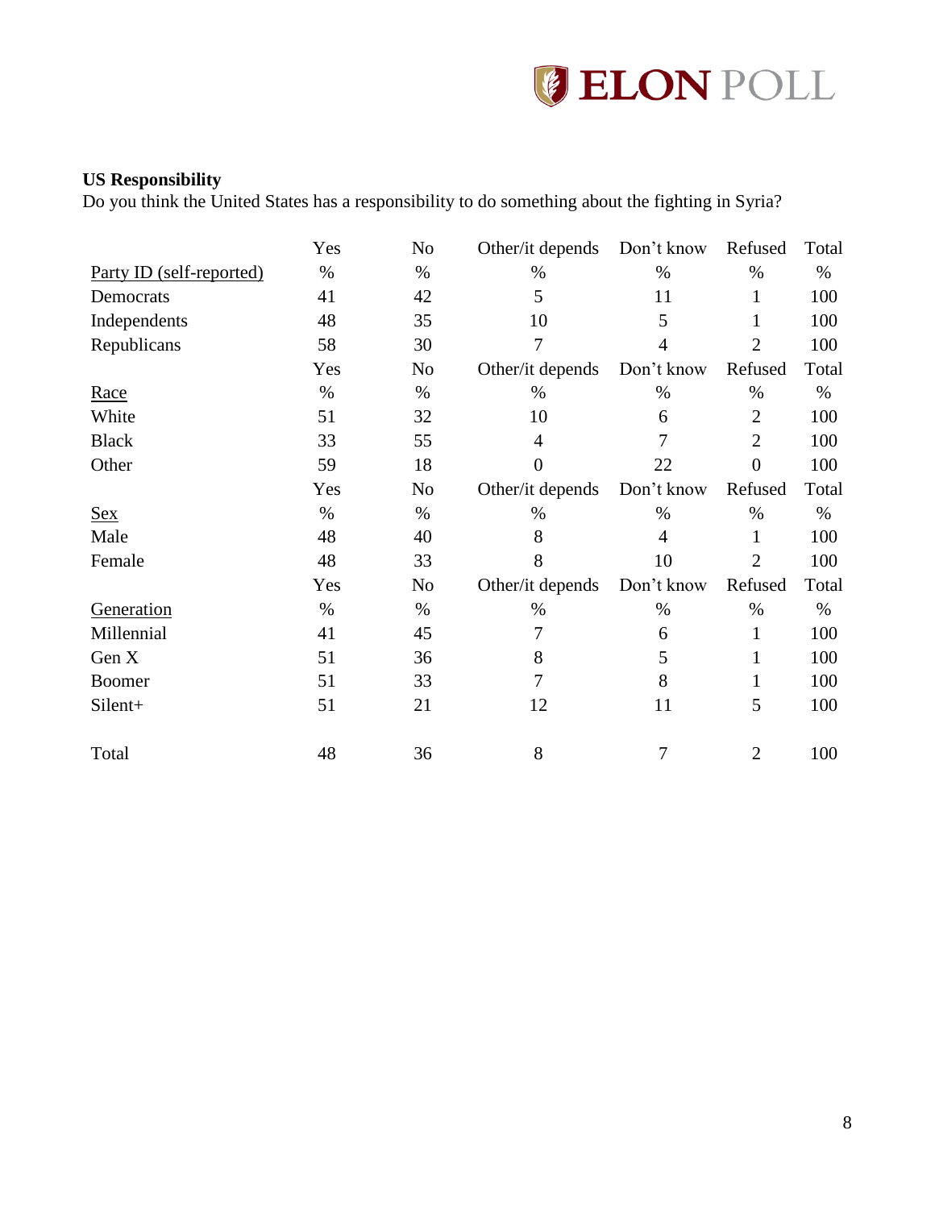**US Responsibility**

Do you think the United States has a responsibility to do something about the fighting in Syria?

| | Yes | No | Other/it depends | Don't know | Refused | Total |
|---|---|---|---|---|---|---|
| Party ID (self-reported) | % | % | % | % | % | % |
| Democrats | 41 | 42 | 5 | 11 | 1 | 100 |
| Independents | 48 | 35 | 10 | 5 | 1 | 100 |
| Republicans | 58 | 30 | 7 | 4 | 2 | 100 |
| | Yes | No | Other/it depends | Don't know | Refused | Total |
| Race | % | % | % | % | % | % |
| White | 51 | 32 | 10 | 6 | 2 | 100 |
| Black | 33 | 55 | 4 | 7 | 2 | 100 |
| Other | 59 | 18 | 0 | 22 | 0 | 100 |
| | Yes | No | Other/it depends | Don't know | Refused | Total |
| Sex | % | % | % | % | % | % |
| Male | 48 | 40 | 8 | 4 | 1 | 100 |
| Female | 48 | 33 | 8 | 10 | 2 | 100 |
| | Yes | No | Other/it depends | Don't know | Refused | Total |
| Generation | % | % | % | % | % | % |
| Millennial | 41 | 45 | 7 | 6 | 1 | 100 |
| Gen X | 51 | 36 | 8 | 5 | 1 | 100 |
| Boomer | 51 | 33 | 7 | 8 | 1 | 100 |
| Silent+ | 51 | 21 | 12 | 11 | 5 | 100 |
| | | | | | | |
| Total | 48 | 36 | 8 | 7 | 2 | 100 |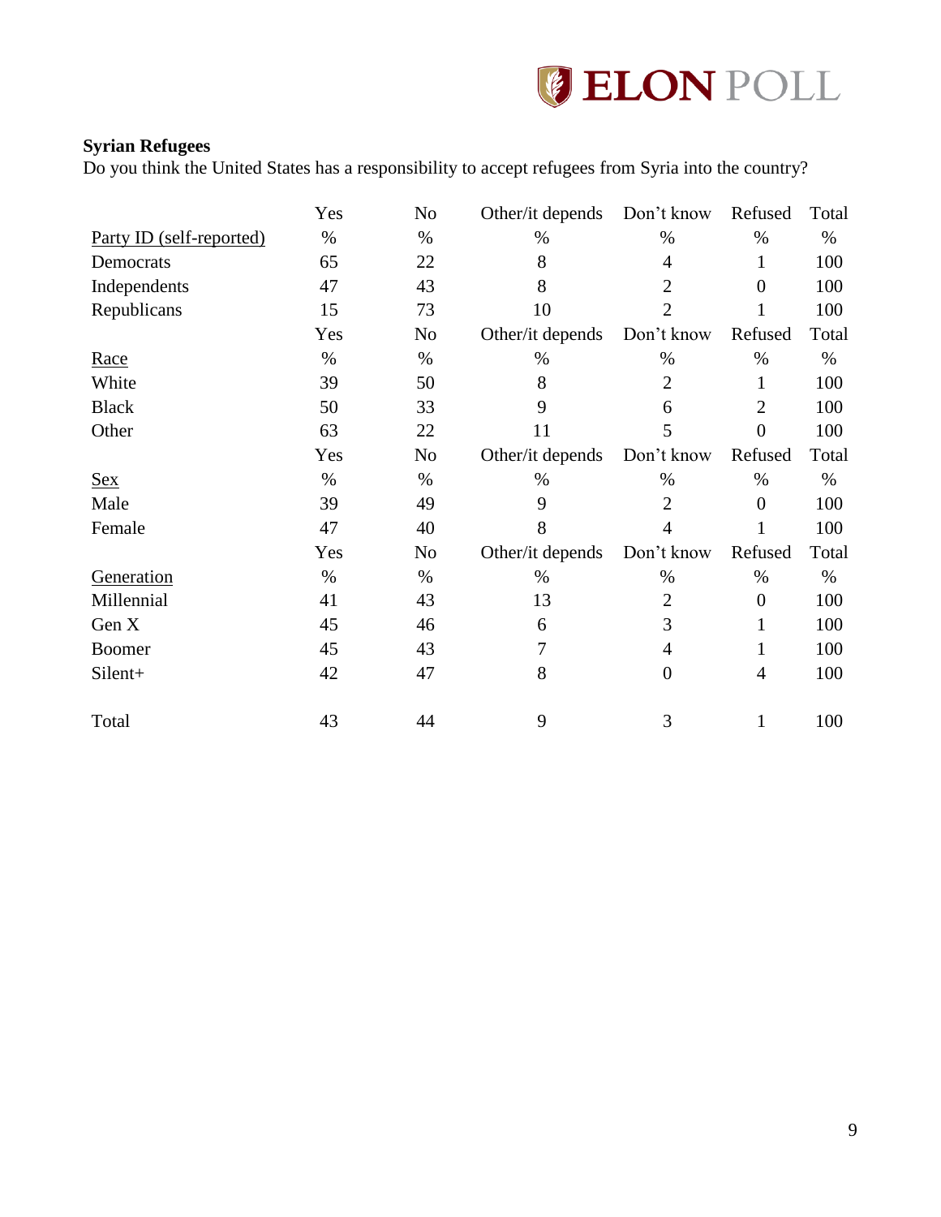**Syrian Refugees**

Do you think the United States has a responsibility to accept refugees from Syria into the country?

| | Yes | No | Other/it depends | Don't know | Refused | Total |
|---|---|---|---|---|---|---|
| Party ID (self-reported) | % | % | % | % | % | % |
| Democrats | 65 | 22 | 8 | 4 | 1 | 100 |
| Independents | 47 | 43 | 8 | 2 | 0 | 100 |
| Republicans | 15 | 73 | 10 | 2 | 1 | 100 |
| | Yes | No | Other/it depends | Don't know | Refused | Total |
| Race | % | % | % | % | % | % |
| White | 39 | 50 | 8 | 2 | 1 | 100 |
| Black | 50 | 33 | 9 | 6 | 2 | 100 |
| Other | 63 | 22 | 11 | 5 | 0 | 100 |
| | Yes | No | Other/it depends | Don't know | Refused | Total |
| Sex | % | % | % | % | % | % |
| Male | 39 | 49 | 9 | 2 | 0 | 100 |
| Female | 47 | 40 | 8 | 4 | 1 | 100 |
| | Yes | No | Other/it depends | Don't know | Refused | Total |
| Generation | % | % | % | % | % | % |
| Millennial | 41 | 43 | 13 | 2 | 0 | 100 |
| Gen X | 45 | 46 | 6 | 3 | 1 | 100 |
| Boomer | 45 | 43 | 7 | 4 | 1 | 100 |
| Silent+ | 42 | 47 | 8 | 0 | 4 | 100 |
| | | | | | | |
| Total | 43 | 44 | 9 | 3 | 1 | 100 |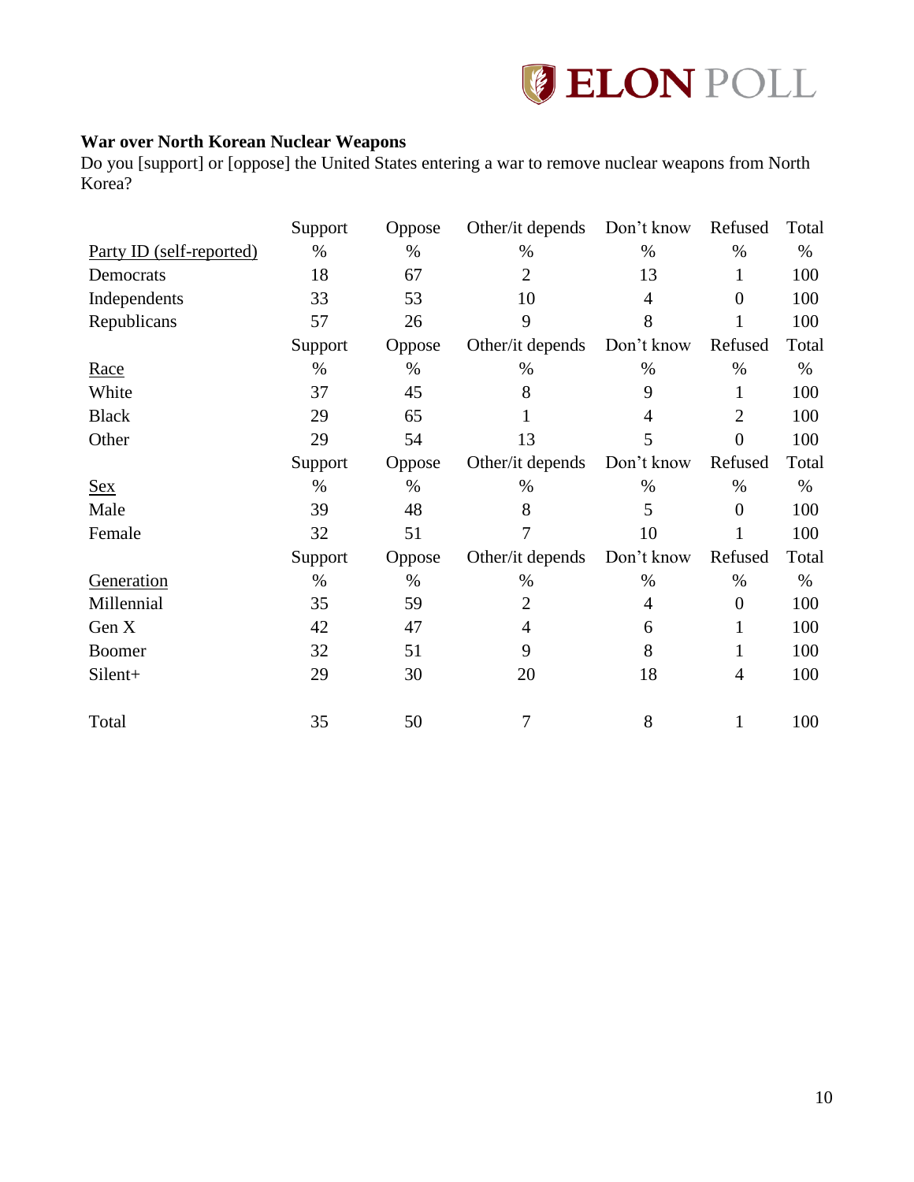### War over North Korean Nuclear Weapons

Do you [support] or [oppose] the United States entering a war to remove nuclear weapons from North Korea?

| | Support | Oppose | Other/it depends | Don't know | Refused | Total |
|---|---|---|---|---|---|---|
| Party ID (self-reported) | % | % | % | % | % | % |
| Democrats | 18 | 67 | 2 | 13 | 1 | 100 |
| Independents | 33 | 53 | 10 | 4 | 0 | 100 |
| Republicans | 57 | 26 | 9 | 8 | 1 | 100 |
| | Support | Oppose | Other/it depends | Don't know | Refused | Total |
| Race | % | % | % | % | % | % |
| White | 37 | 45 | 8 | 9 | 1 | 100 |
| Black | 29 | 65 | 1 | 4 | 2 | 100 |
| Other | 29 | 54 | 13 | 5 | 0 | 100 |
| | Support | Oppose | Other/it depends | Don't know | Refused | Total |
| Sex | % | % | % | % | % | % |
| Male | 39 | 48 | 8 | 5 | 0 | 100 |
| Female | 32 | 51 | 7 | 10 | 1 | 100 |
| | Support | Oppose | Other/it depends | Don't know | Refused | Total |
| Generation | % | % | % | % | % | % |
| Millennial | 35 | 59 | 2 | 4 | 0 | 100 |
| Gen X | 42 | 47 | 4 | 6 | 1 | 100 |
| Boomer | 32 | 51 | 9 | 8 | 1 | 100 |
| Silent+ | 29 | 30 | 20 | 18 | 4 | 100 |
| | | | | | | |
| Total | 35 | 50 | 7 | 8 | 1 | 100 |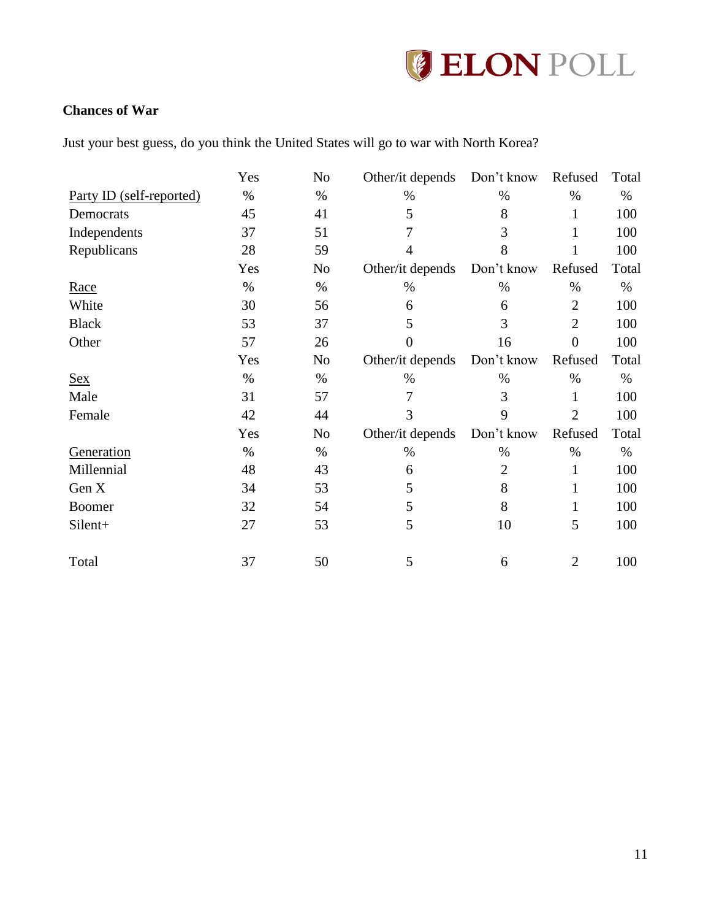**Chances of War**

Just your best guess, do you think the United States will go to war with North Korea?

| | Yes | No | Other/it depends | Don't know | Refused | Total |
|---|---|---|---|---|---|---|
| Party ID (self-reported) | % | % | % | % | % | % |
| Democrats | 45 | 41 | 5 | 8 | 1 | 100 |
| Independents | 37 | 51 | 7 | 3 | 1 | 100 |
| Republicans | 28 | 59 | 4 | 8 | 1 | 100 |
| | Yes | No | Other/it depends | Don't know | Refused | Total |
| Race | % | % | % | % | % | % |
| White | 30 | 56 | 6 | 6 | 2 | 100 |
| Black | 53 | 37 | 5 | 3 | 2 | 100 |
| Other | 57 | 26 | 0 | 16 | 0 | 100 |
| | Yes | No | Other/it depends | Don't know | Refused | Total |
| Sex | % | % | % | % | % | % |
| Male | 31 | 57 | 7 | 3 | 1 | 100 |
| Female | 42 | 44 | 3 | 9 | 2 | 100 |
| | Yes | No | Other/it depends | Don't know | Refused | Total |
| Generation | % | % | % | % | % | % |
| Millennial | 48 | 43 | 6 | 2 | 1 | 100 |
| Gen X | 34 | 53 | 5 | 8 | 1 | 100 |
| Boomer | 32 | 54 | 5 | 8 | 1 | 100 |
| Silent+ | 27 | 53 | 5 | 10 | 5 | 100 |
| | | | | | | |
| Total | 37 | 50 | 5 | 6 | 2 | 100 |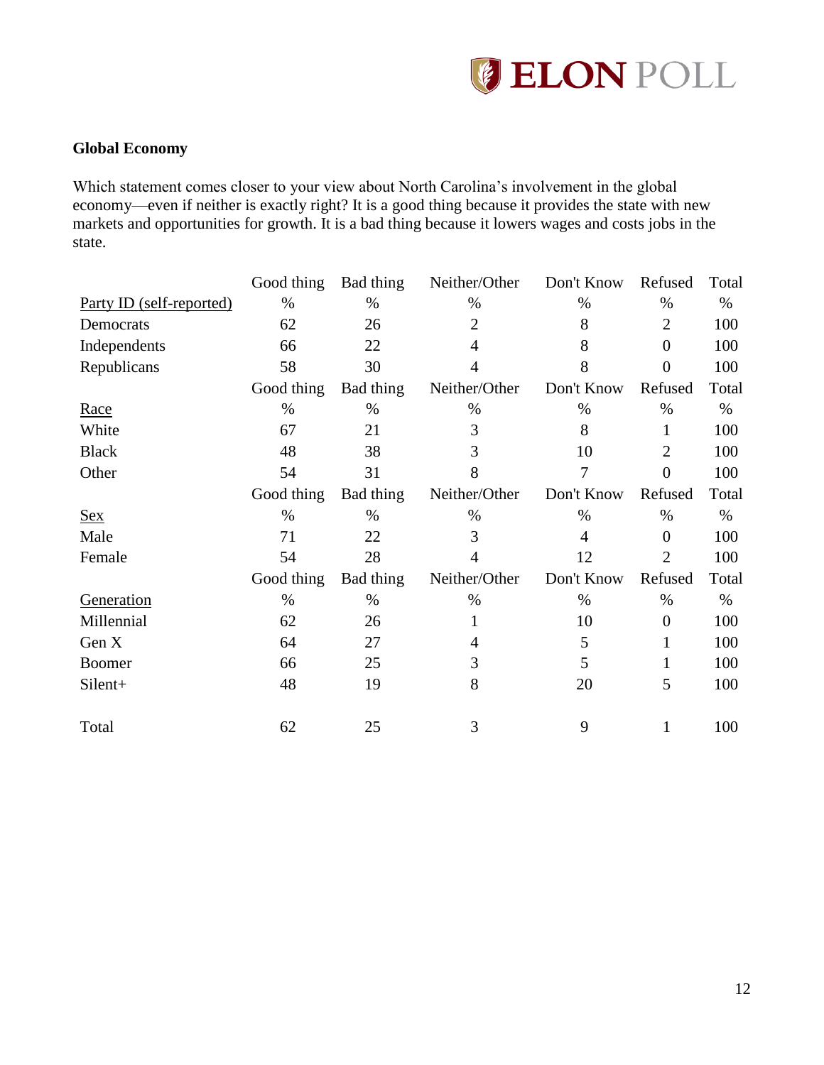## Global Economy

Which statement comes closer to your view about North Carolina's involvement in the global economy—even if neither is exactly right? It is a good thing because it provides the state with new markets and opportunities for growth. It is a bad thing because it lowers wages and costs jobs in the state.

| | Good thing | Bad thing | Neither/Other | Don't Know | Refused | Total |
|---|---|---|---|---|---|---|
| Party ID (self-reported) | % | % | % | % | % | % |
| Democrats | 62 | 26 | 2 | 8 | 2 | 100 |
| Independents | 66 | 22 | 4 | 8 | 0 | 100 |
| Republicans | 58 | 30 | 4 | 8 | 0 | 100 |
| | Good thing | Bad thing | Neither/Other | Don't Know | Refused | Total |
| Race | % | % | % | % | % | % |
| White | 67 | 21 | 3 | 8 | 1 | 100 |
| Black | 48 | 38 | 3 | 10 | 2 | 100 |
| Other | 54 | 31 | 8 | 7 | 0 | 100 |
| | Good thing | Bad thing | Neither/Other | Don't Know | Refused | Total |
| Sex | % | % | % | % | % | % |
| Male | 71 | 22 | 3 | 4 | 0 | 100 |
| Female | 54 | 28 | 4 | 12 | 2 | 100 |
| | Good thing | Bad thing | Neither/Other | Don't Know | Refused | Total |
| Generation | % | % | % | % | % | % |
| Millennial | 62 | 26 | 1 | 10 | 0 | 100 |
| Gen X | 64 | 27 | 4 | 5 | 1 | 100 |
| Boomer | 66 | 25 | 3 | 5 | 1 | 100 |
| Silent+ | 48 | 19 | 8 | 20 | 5 | 100 |
| Total | 62 | 25 | 3 | 9 | 1 | 100 |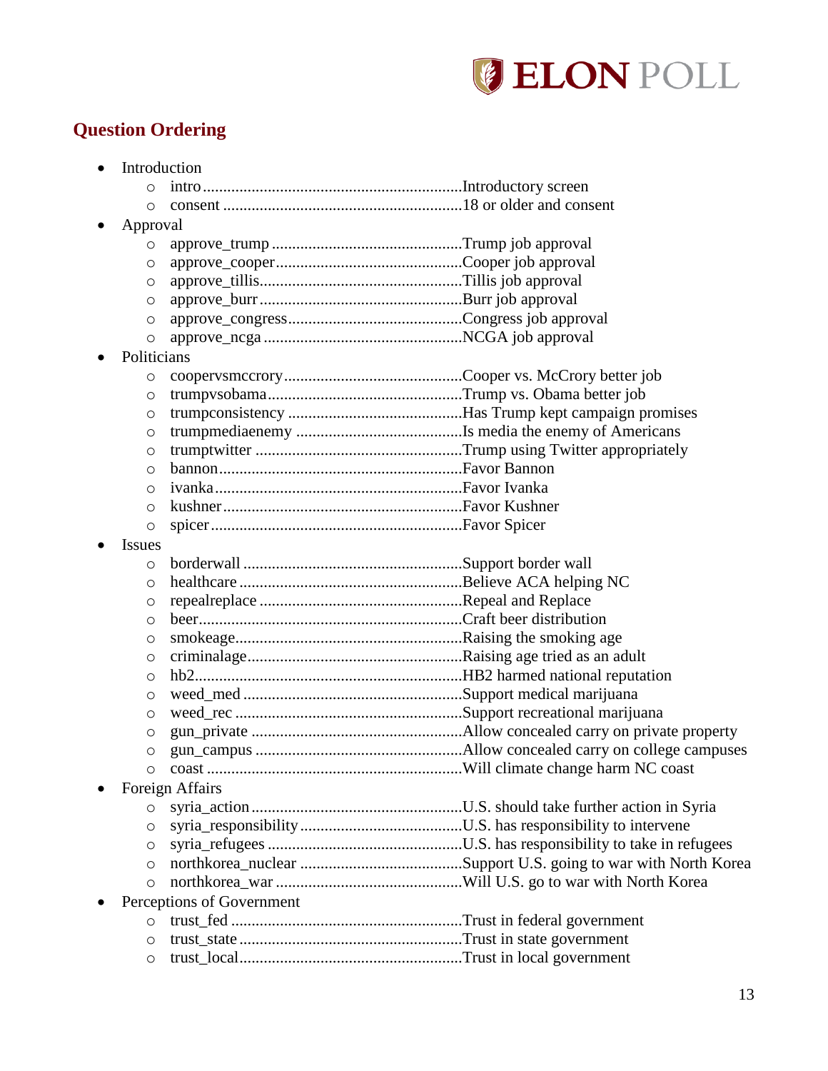## Question Ordering

- Introduction
  - intro ................................................................Introductory screen
  - consent ...........................................................18 or older and consent
- Approval
  - approve_trump ...............................................Trump job approval
  - approve_cooper..............................................Cooper job approval
  - approve_tillis..................................................Tillis job approval
  - approve_burr ..................................................Burr job approval
  - approve_congress...........................................Congress job approval
  - approve_ncga .................................................NCGA job approval
- Politicians
  - coopervsmccrory............................................Cooper vs. McCrory better job
  - trumpvsobama................................................Trump vs. Obama better job
  - trumpconsistency ...........................................Has Trump kept campaign promises
  - trumpmediaenemy .........................................Is media the enemy of Americans
  - trumptwitter ...................................................Trump using Twitter appropriately
  - bannon............................................................Favor Bannon
  - ivanka.............................................................Favor Ivanka
  - kushner...........................................................Favor Kushner
  - spicer..............................................................Favor Spicer
- Issues
  - borderwall ......................................................Support border wall
  - healthcare .......................................................Believe ACA helping NC
  - repealreplace ..................................................Repeal and Replace
  - beer.................................................................Craft beer distribution
  - smokeage........................................................Raising the smoking age
  - criminalage.....................................................Raising age tried as an adult
  - hb2..................................................................HB2 harmed national reputation
  - weed_med .....................................................Support medical marijuana
  - weed_rec ........................................................Support recreational marijuana
  - gun_private ....................................................Allow concealed carry on private property
  - gun_campus ...................................................Allow concealed carry on college campuses
  - coast ...............................................................Will climate change harm NC coast
- Foreign Affairs
  - syria_action ....................................................U.S. should take further action in Syria
  - syria_responsibility........................................U.S. has responsibility to intervene
  - syria_refugees ................................................U.S. has responsibility to take in refugees
  - northkorea_nuclear ........................................Support U.S. going to war with North Korea
  - northkorea_war ..............................................Will U.S. go to war with North Korea
- Perceptions of Government
  - trust_fed .........................................................Trust in federal government
  - trust_state .......................................................Trust in state government
  - trust_local.......................................................Trust in local government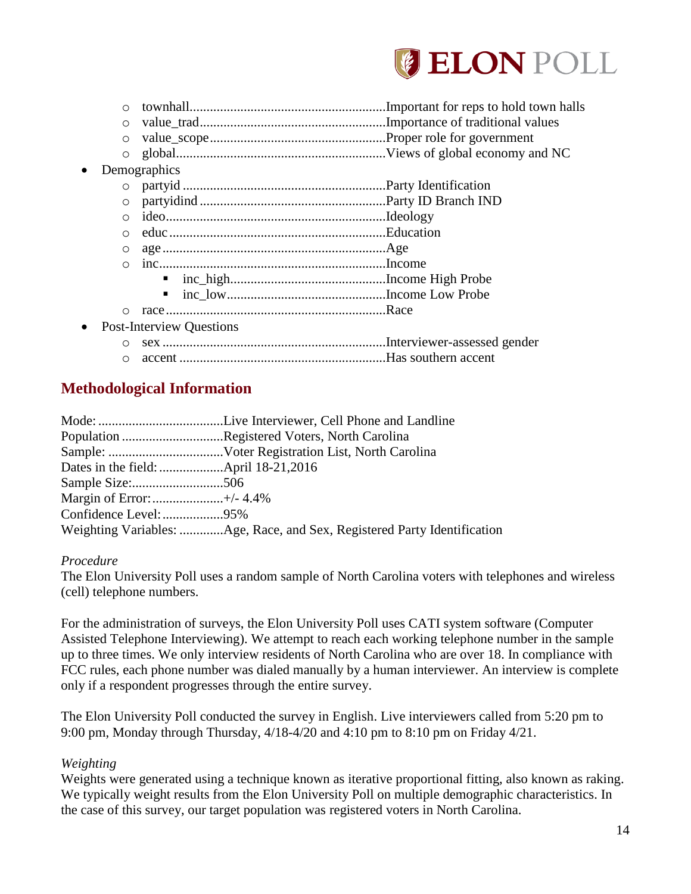- townhall..........................................................Important for reps to hold town halls
- value_trad.......................................................Importance of traditional values
- value_scope....................................................Proper role for government
- global..............................................................Views of global economy and NC

- Demographics
  - partyid ............................................................Party Identification
  - partyidind .......................................................Party ID Branch IND
  - ideo.................................................................Ideology
  - educ ................................................................Education
  - age ..................................................................Age
  - inc...................................................................Income
    - inc_high..............................................Income High Probe
    - inc_low...............................................Income Low Probe
  - race .................................................................Race
- Post-Interview Questions
  - sex ..................................................................Interviewer-assessed gender
  - accent .............................................................Has southern accent

## Methodological Information

Mode: .....................................Live Interviewer, Cell Phone and Landline
Population ..............................Registered Voters, North Carolina
Sample: ..................................Voter Registration List, North Carolina
Dates in the field: ...................April 18-21,2016
Sample Size:...........................506
Margin of Error:.....................+/- 4.4%
Confidence Level:..................95%
Weighting Variables: .............Age, Race, and Sex, Registered Party Identification

*Procedure*
The Elon University Poll uses a random sample of North Carolina voters with telephones and wireless (cell) telephone numbers.

For the administration of surveys, the Elon University Poll uses CATI system software (Computer Assisted Telephone Interviewing). We attempt to reach each working telephone number in the sample up to three times. We only interview residents of North Carolina who are over 18. In compliance with FCC rules, each phone number was dialed manually by a human interviewer. An interview is complete only if a respondent progresses through the entire survey.

The Elon University Poll conducted the survey in English. Live interviewers called from 5:20 pm to 9:00 pm, Monday through Thursday, 4/18-4/20 and 4:10 pm to 8:10 pm on Friday 4/21.

*Weighting*
Weights were generated using a technique known as iterative proportional fitting, also known as raking. We typically weight results from the Elon University Poll on multiple demographic characteristics. In the case of this survey, our target population was registered voters in North Carolina.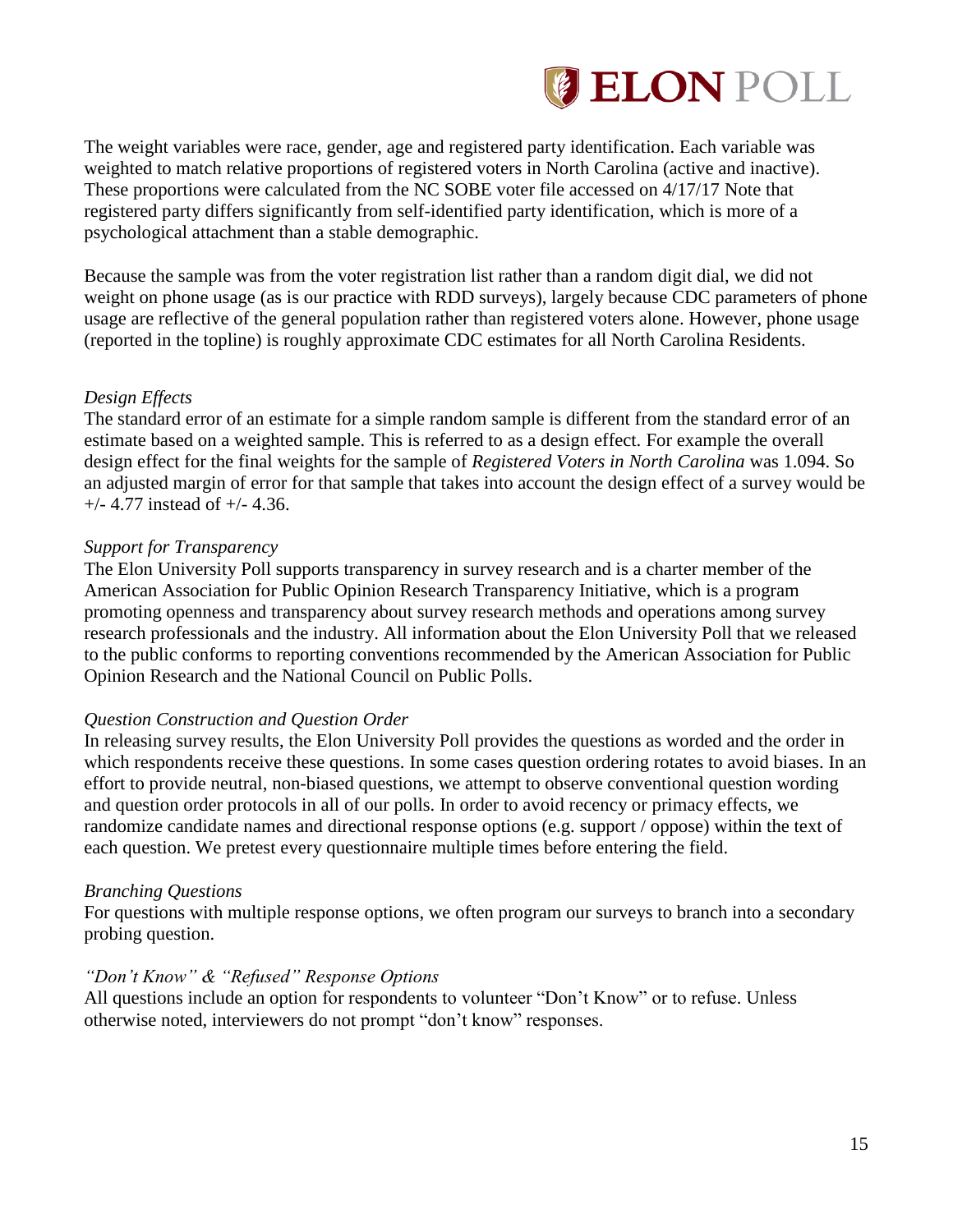The weight variables were race, gender, age and registered party identification. Each variable was weighted to match relative proportions of registered voters in North Carolina (active and inactive). These proportions were calculated from the NC SOBE voter file accessed on 4/17/17 Note that registered party differs significantly from self-identified party identification, which is more of a psychological attachment than a stable demographic.

Because the sample was from the voter registration list rather than a random digit dial, we did not weight on phone usage (as is our practice with RDD surveys), largely because CDC parameters of phone usage are reflective of the general population rather than registered voters alone. However, phone usage (reported in the topline) is roughly approximate CDC estimates for all North Carolina Residents.

*Design Effects*
The standard error of an estimate for a simple random sample is different from the standard error of an estimate based on a weighted sample. This is referred to as a design effect. For example the overall design effect for the final weights for the sample of *Registered Voters in North Carolina* was 1.094. So an adjusted margin of error for that sample that takes into account the design effect of a survey would be +/- 4.77 instead of +/- 4.36.

*Support for Transparency*
The Elon University Poll supports transparency in survey research and is a charter member of the American Association for Public Opinion Research Transparency Initiative, which is a program promoting openness and transparency about survey research methods and operations among survey research professionals and the industry. All information about the Elon University Poll that we released to the public conforms to reporting conventions recommended by the American Association for Public Opinion Research and the National Council on Public Polls.

*Question Construction and Question Order*
In releasing survey results, the Elon University Poll provides the questions as worded and the order in which respondents receive these questions. In some cases question ordering rotates to avoid biases. In an effort to provide neutral, non-biased questions, we attempt to observe conventional question wording and question order protocols in all of our polls. In order to avoid recency or primacy effects, we randomize candidate names and directional response options (e.g. support / oppose) within the text of each question. We pretest every questionnaire multiple times before entering the field.

*Branching Questions*
For questions with multiple response options, we often program our surveys to branch into a secondary probing question.

*"Don't Know" & "Refused" Response Options*
All questions include an option for respondents to volunteer "Don't Know" or to refuse. Unless otherwise noted, interviewers do not prompt "don't know" responses.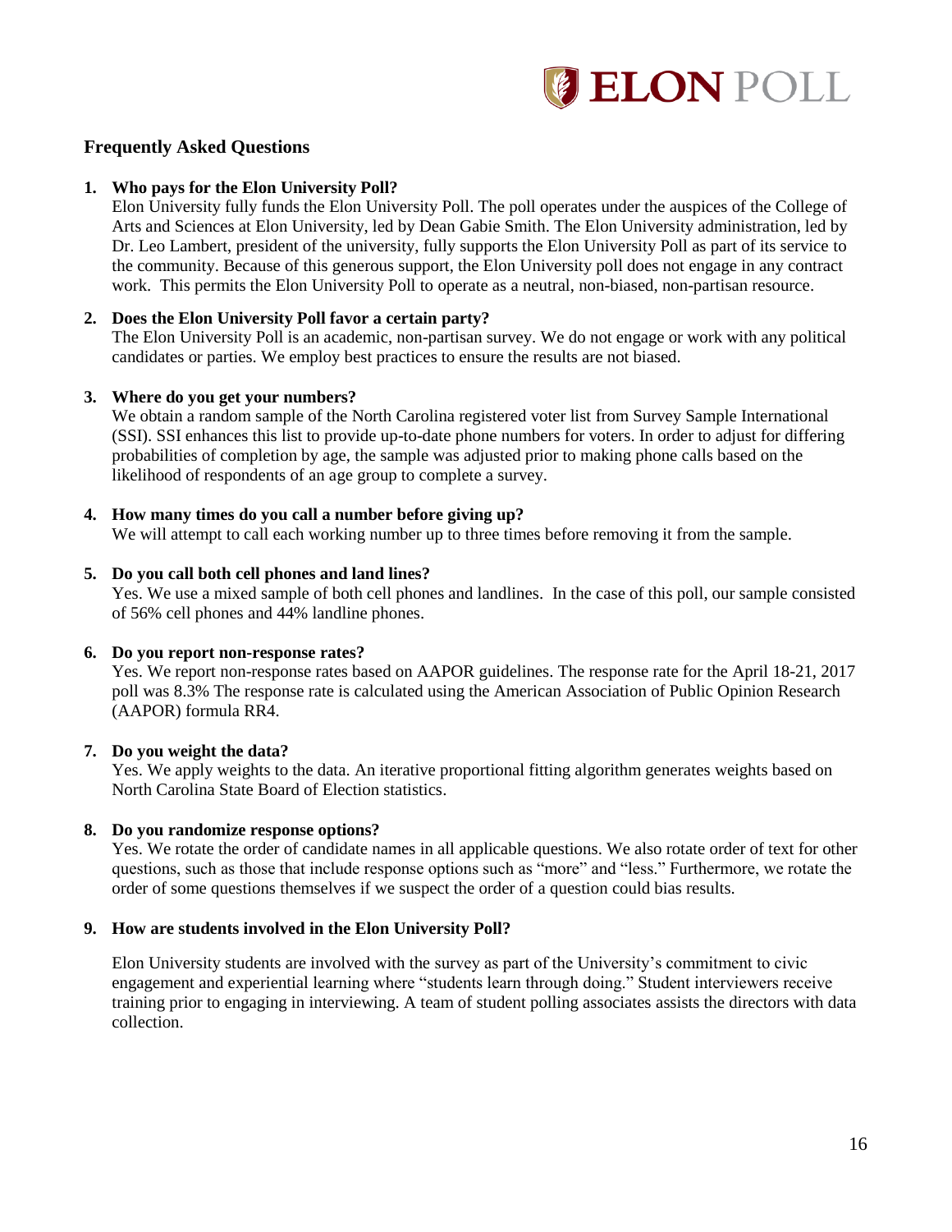## Frequently Asked Questions

1. **Who pays for the Elon University Poll?**
   Elon University fully funds the Elon University Poll. The poll operates under the auspices of the College of Arts and Sciences at Elon University, led by Dean Gabie Smith. The Elon University administration, led by Dr. Leo Lambert, president of the university, fully supports the Elon University Poll as part of its service to the community. Because of this generous support, the Elon University poll does not engage in any contract work. This permits the Elon University Poll to operate as a neutral, non-biased, non-partisan resource.

2. **Does the Elon University Poll favor a certain party?**
   The Elon University Poll is an academic, non-partisan survey. We do not engage or work with any political candidates or parties. We employ best practices to ensure the results are not biased.

3. **Where do you get your numbers?**
   We obtain a random sample of the North Carolina registered voter list from Survey Sample International (SSI). SSI enhances this list to provide up-to-date phone numbers for voters. In order to adjust for differing probabilities of completion by age, the sample was adjusted prior to making phone calls based on the likelihood of respondents of an age group to complete a survey.

4. **How many times do you call a number before giving up?**
   We will attempt to call each working number up to three times before removing it from the sample.

5. **Do you call both cell phones and land lines?**
   Yes. We use a mixed sample of both cell phones and landlines. In the case of this poll, our sample consisted of 56% cell phones and 44% landline phones.

6. **Do you report non-response rates?**
   Yes. We report non-response rates based on AAPOR guidelines. The response rate for the April 18-21, 2017 poll was 8.3% The response rate is calculated using the American Association of Public Opinion Research (AAPOR) formula RR4.

7. **Do you weight the data?**
   Yes. We apply weights to the data. An iterative proportional fitting algorithm generates weights based on North Carolina State Board of Election statistics.

8. **Do you randomize response options?**
   Yes. We rotate the order of candidate names in all applicable questions. We also rotate order of text for other questions, such as those that include response options such as "more" and "less." Furthermore, we rotate the order of some questions themselves if we suspect the order of a question could bias results.

9. **How are students involved in the Elon University Poll?**

   Elon University students are involved with the survey as part of the University's commitment to civic engagement and experiential learning where "students learn through doing." Student interviewers receive training prior to engaging in interviewing. A team of student polling associates assists the directors with data collection.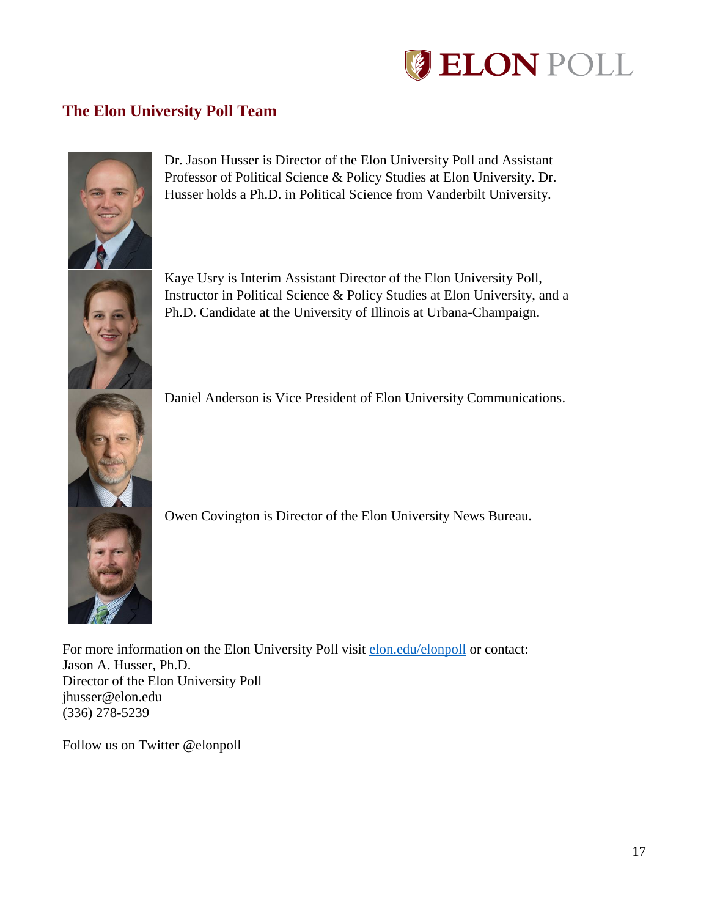## The Elon University Poll Team

Dr. Jason Husser is Director of the Elon University Poll and Assistant Professor of Political Science & Policy Studies at Elon University. Dr. Husser holds a Ph.D. in Political Science from Vanderbilt University.

Kaye Usry is Interim Assistant Director of the Elon University Poll, Instructor in Political Science & Policy Studies at Elon University, and a Ph.D. Candidate at the University of Illinois at Urbana-Champaign.

Daniel Anderson is Vice President of Elon University Communications.

Owen Covington is Director of the Elon University News Bureau.

For more information on the Elon University Poll visit [elon.edu/elonpoll](elon.edu/elonpoll) or contact:
Jason A. Husser, Ph.D.
Director of the Elon University Poll
jhusser@elon.edu
(336) 278-5239

Follow us on Twitter @elonpoll